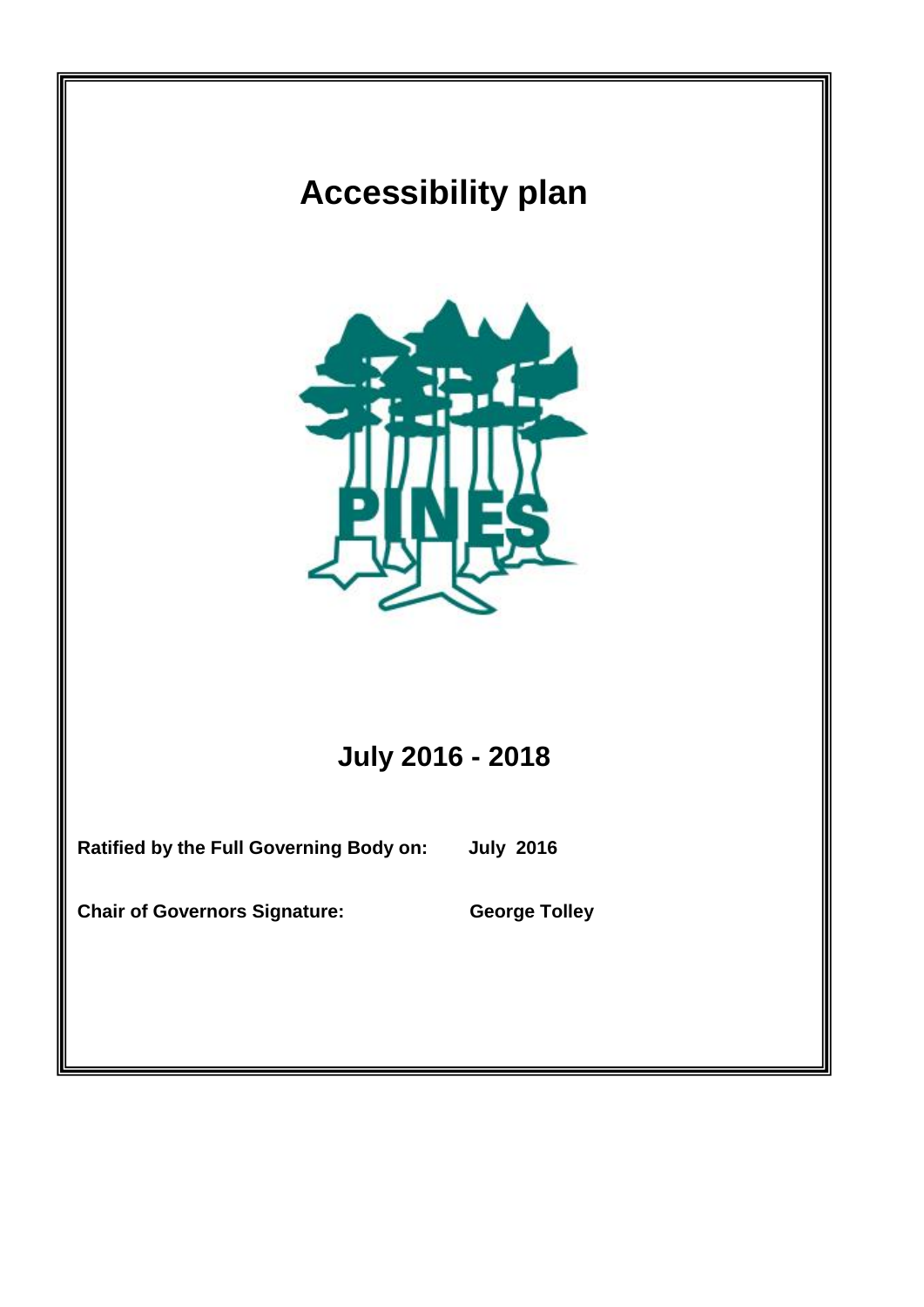# Accessibility plan

PINES

## July 2016 - 2018

**Ratified by the Full Governing Body on:** **July 2016**

**Chair of Governors Signature:** **George Tolley**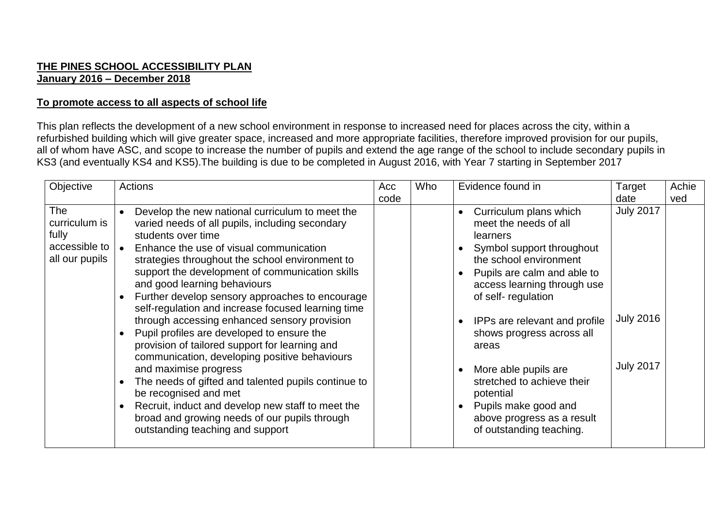**THE PINES SCHOOL ACCESSIBILITY PLAN**
**January 2016 – December 2018**

**To promote access to all aspects of school life**

This plan reflects the development of a new school environment in response to increased need for places across the city, within a refurbished building which will give greater space, increased and more appropriate facilities, therefore improved provision for our pupils, all of whom have ASC, and scope to increase the number of pupils and extend the age range of the school to include secondary pupils in KS3 (and eventually KS4 and KS5).The building is due to be completed in August 2016, with Year 7 starting in September 2017

| Objective | Actions | Acc code | Who | Evidence found in | Target date | Achieved |
|---|---|---|---|---|---|---|
| The curriculum is fully accessible to all our pupils | • Develop the new national curriculum to meet the varied needs of all pupils, including secondary students over time<br>• Enhance the use of visual communication strategies throughout the school environment to support the development of communication skills and good learning behaviours<br>• Further develop sensory approaches to encourage self-regulation and increase focused learning time through accessing enhanced sensory provision<br>• Pupil profiles are developed to ensure the provision of tailored support for learning and communication, developing positive behaviours and maximise progress<br>• The needs of gifted and talented pupils continue to be recognised and met<br>• Recruit, induct and develop new staff to meet the broad and growing needs of our pupils through outstanding teaching and support | | | • Curriculum plans which meet the needs of all learners<br>• Symbol support throughout the school environment<br>• Pupils are calm and able to access learning through use of self- regulation<br>• IPPs are relevant and profile shows progress across all areas<br>• More able pupils are stretched to achieve their potential<br>• Pupils make good and above progress as a result of outstanding teaching. | July 2017<br><br>July 2016<br><br>July 2017 | |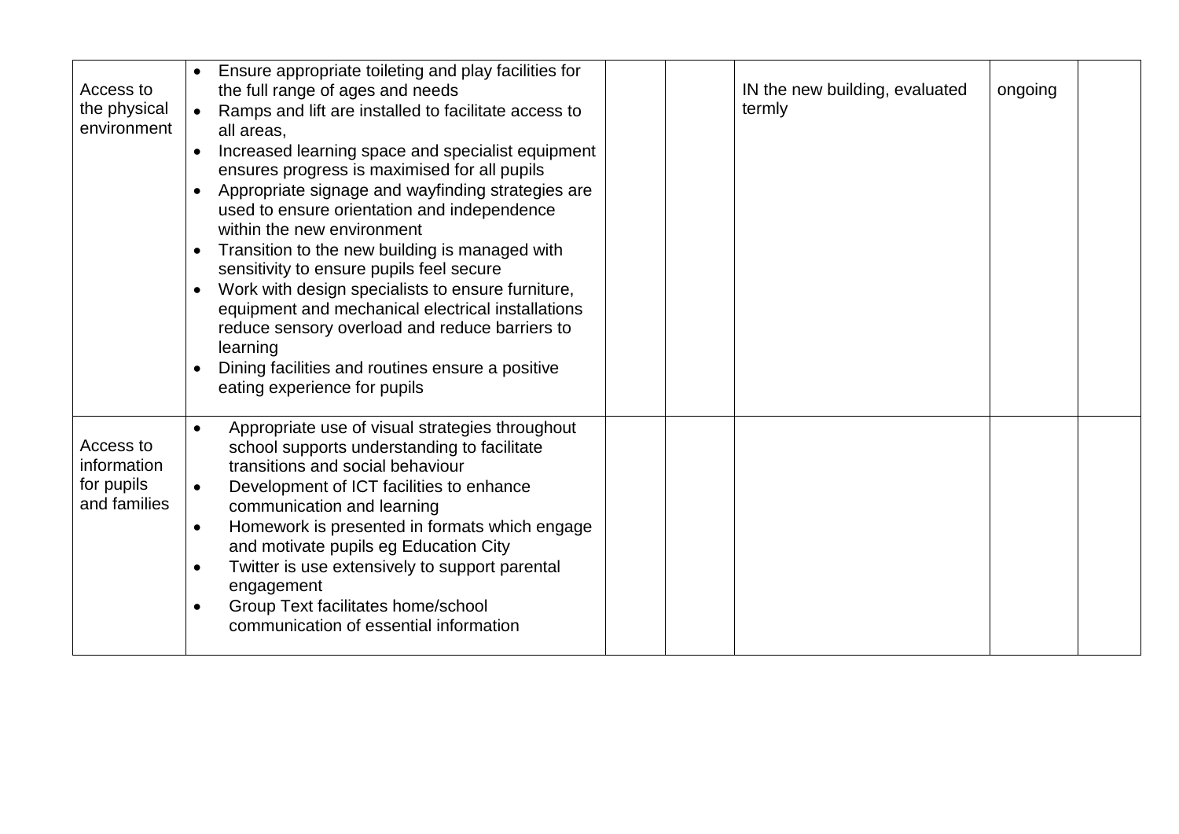| | | | | | | |
|---|---|---|---|---|---|---|
| Access to the physical environment | <ul><li>Ensure appropriate toileting and play facilities for the full range of ages and needs</li><li>Ramps and lift are installed to facilitate access to all areas,</li><li>Increased learning space and specialist equipment ensures progress is maximised for all pupils</li><li>Appropriate signage and wayfinding strategies are used to ensure orientation and independence within the new environment</li><li>Transition to the new building is managed with sensitivity to ensure pupils feel secure</li><li>Work with design specialists to ensure furniture, equipment and mechanical electrical installations reduce sensory overload and reduce barriers to learning</li><li>Dining facilities and routines ensure a positive eating experience for pupils</li></ul> | | | IN the new building, evaluated termly | ongoing | |
| Access to information for pupils and families | <ul><li>Appropriate use of visual strategies throughout school supports understanding to facilitate transitions and social behaviour</li><li>Development of ICT facilities to enhance communication and learning</li><li>Homework is presented in formats which engage and motivate pupils eg Education City</li><li>Twitter is use extensively to support parental engagement</li><li>Group Text facilitates home/school communication of essential information</li></ul> | | | | | |